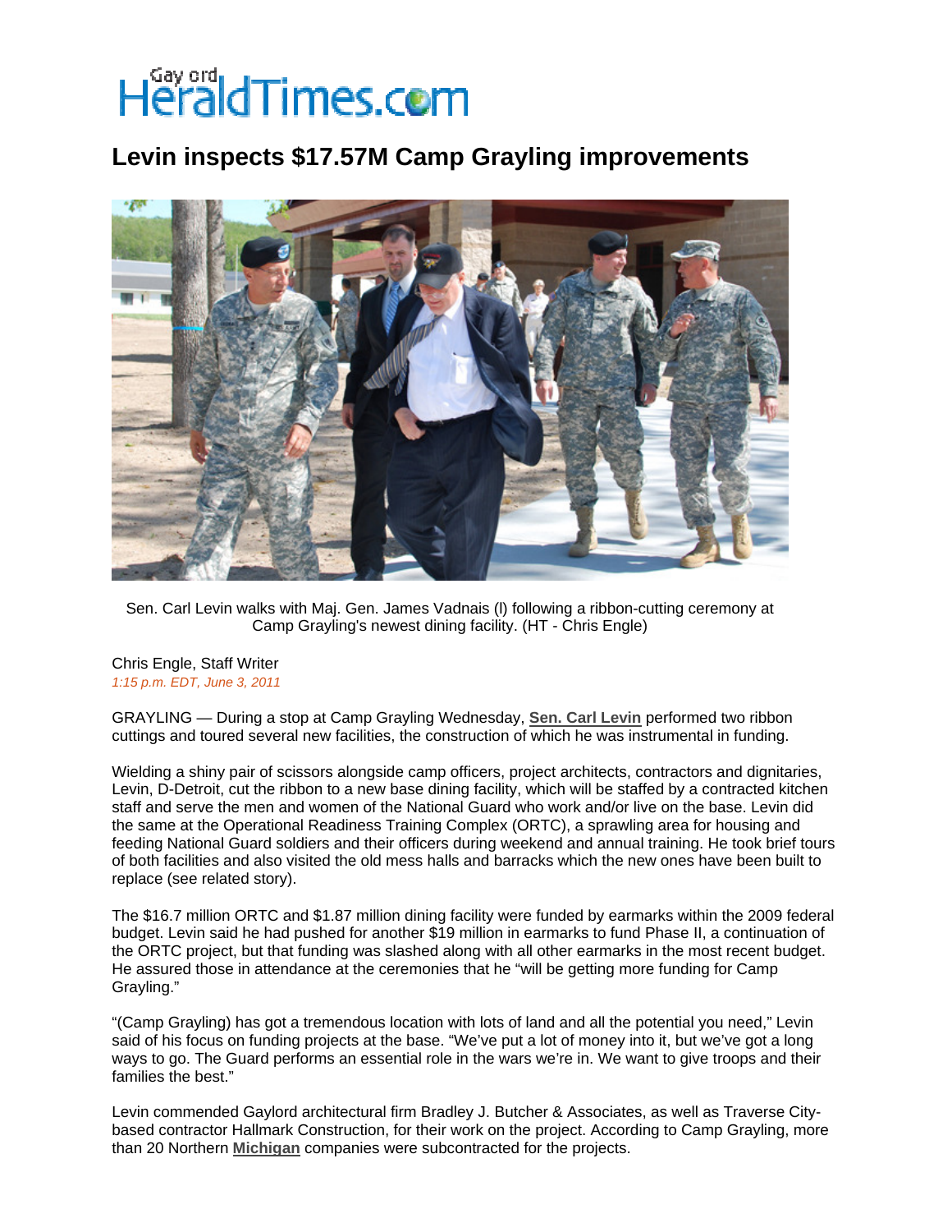# Gaylord HeraldTimes.com

## Levin inspects $17.57M Camp Grayling improvements

Sen. Carl Levin walks with Maj. Gen. James Vadnais (l) following a ribbon-cutting ceremony at Camp Grayling's newest dining facility. (HT - Chris Engle)

Chris Engle, Staff Writer
*1:15 p.m. EDT, June 3, 2011*

GRAYLING — During a stop at Camp Grayling Wednesday, **Sen. Carl Levin** performed two ribbon cuttings and toured several new facilities, the construction of which he was instrumental in funding.

Wielding a shiny pair of scissors alongside camp officers, project architects, contractors and dignitaries, Levin, D-Detroit, cut the ribbon to a new base dining facility, which will be staffed by a contracted kitchen staff and serve the men and women of the National Guard who work and/or live on the base. Levin did the same at the Operational Readiness Training Complex (ORTC), a sprawling area for housing and feeding National Guard soldiers and their officers during weekend and annual training. He took brief tours of both facilities and also visited the old mess halls and barracks which the new ones have been built to replace (see related story).

The $16.7 million ORTC and $1.87 million dining facility were funded by earmarks within the 2009 federal budget. Levin said he had pushed for another $19 million in earmarks to fund Phase II, a continuation of the ORTC project, but that funding was slashed along with all other earmarks in the most recent budget. He assured those in attendance at the ceremonies that he "will be getting more funding for Camp Grayling."

"(Camp Grayling) has got a tremendous location with lots of land and all the potential you need," Levin said of his focus on funding projects at the base. "We've put a lot of money into it, but we've got a long ways to go. The Guard performs an essential role in the wars we're in. We want to give troops and their families the best."

Levin commended Gaylord architectural firm Bradley J. Butcher & Associates, as well as Traverse City-based contractor Hallmark Construction, for their work on the project. According to Camp Grayling, more than 20 Northern **Michigan** companies were subcontracted for the projects.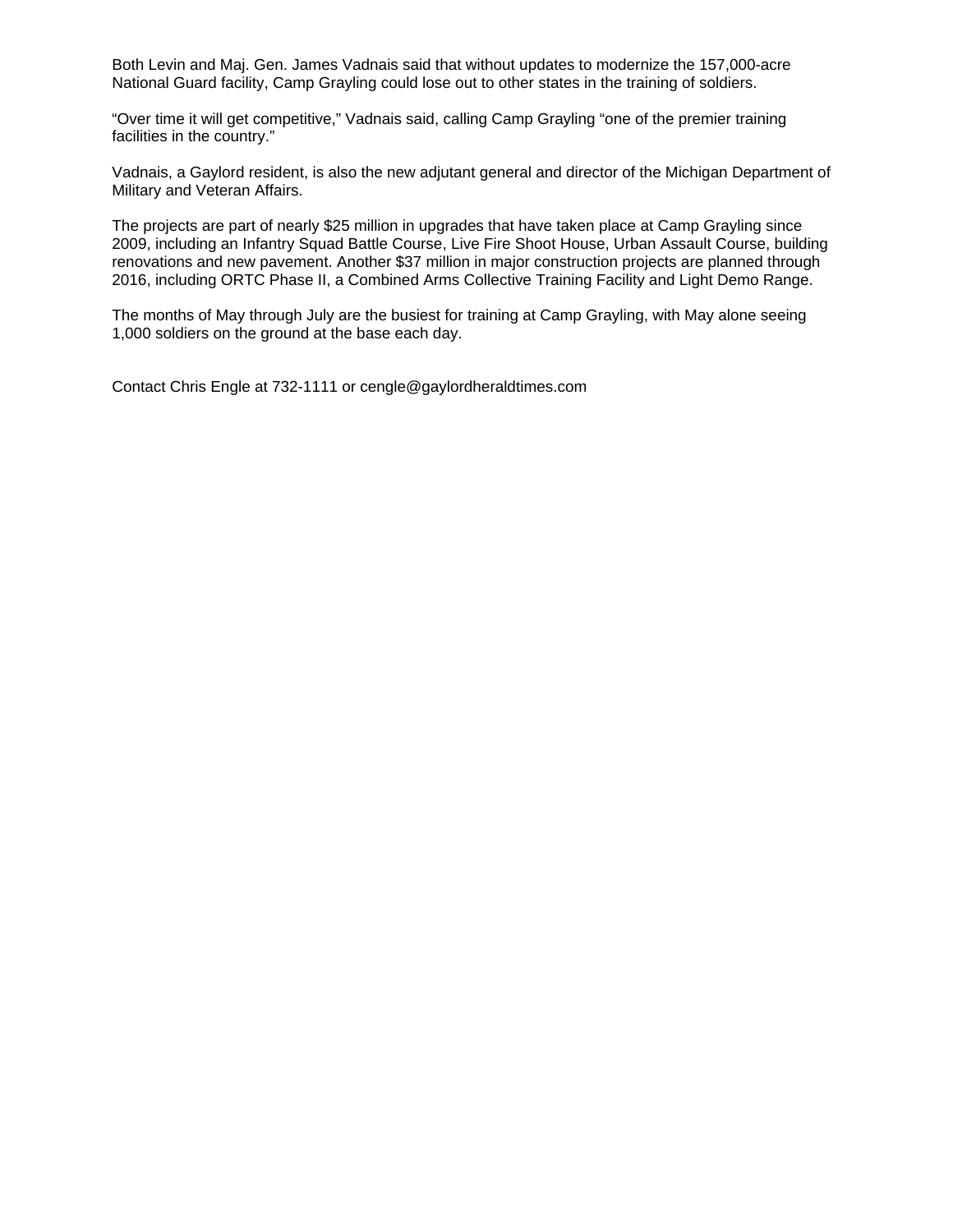Both Levin and Maj. Gen. James Vadnais said that without updates to modernize the 157,000-acre National Guard facility, Camp Grayling could lose out to other states in the training of soldiers.

"Over time it will get competitive," Vadnais said, calling Camp Grayling "one of the premier training facilities in the country."

Vadnais, a Gaylord resident, is also the new adjutant general and director of the Michigan Department of Military and Veteran Affairs.

The projects are part of nearly $25 million in upgrades that have taken place at Camp Grayling since 2009, including an Infantry Squad Battle Course, Live Fire Shoot House, Urban Assault Course, building renovations and new pavement. Another $37 million in major construction projects are planned through 2016, including ORTC Phase II, a Combined Arms Collective Training Facility and Light Demo Range.

The months of May through July are the busiest for training at Camp Grayling, with May alone seeing 1,000 soldiers on the ground at the base each day.

Contact Chris Engle at 732-1111 or cengle@gaylordheraldtimes.com